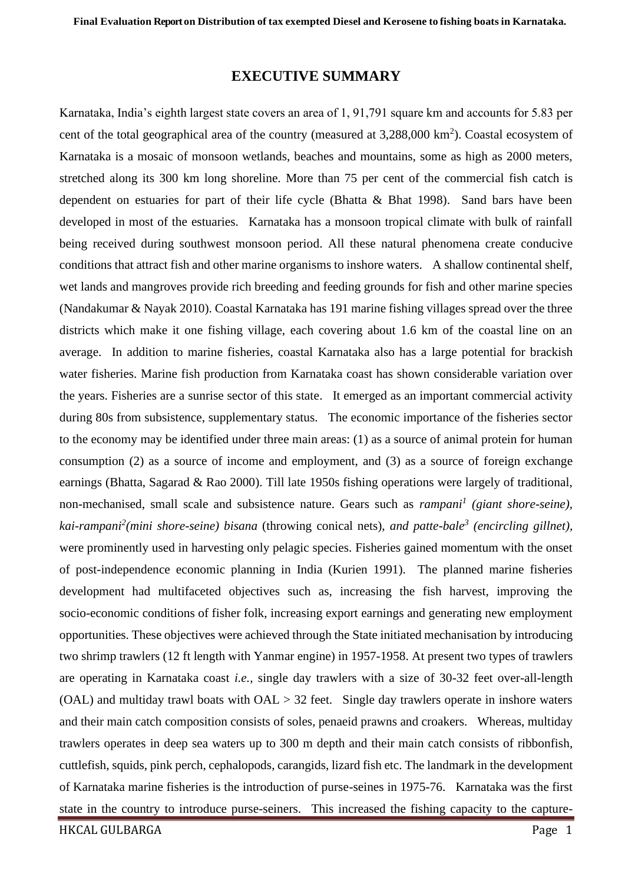# EXECUTIVE SUMMARY

Karnataka, India's eighth largest state covers an area of 1, 91,791 square km and accounts for 5.83 per cent of the total geographical area of the country (measured at 3,288,000 km$^2$). Coastal ecosystem of Karnataka is a mosaic of monsoon wetlands, beaches and mountains, some as high as 2000 meters, stretched along its 300 km long shoreline. More than 75 per cent of the commercial fish catch is dependent on estuaries for part of their life cycle (Bhatta & Bhat 1998). Sand bars have been developed in most of the estuaries. Karnataka has a monsoon tropical climate with bulk of rainfall being received during southwest monsoon period. All these natural phenomena create conducive conditions that attract fish and other marine organisms to inshore waters. A shallow continental shelf, wet lands and mangroves provide rich breeding and feeding grounds for fish and other marine species (Nandakumar & Nayak 2010). Coastal Karnataka has 191 marine fishing villages spread over the three districts which make it one fishing village, each covering about 1.6 km of the coastal line on an average. In addition to marine fisheries, coastal Karnataka also has a large potential for brackish water fisheries. Marine fish production from Karnataka coast has shown considerable variation over the years. Fisheries are a sunrise sector of this state. It emerged as an important commercial activity during 80s from subsistence, supplementary status. The economic importance of the fisheries sector to the economy may be identified under three main areas: (1) as a source of animal protein for human consumption (2) as a source of income and employment, and (3) as a source of foreign exchange earnings (Bhatta, Sagarad & Rao 2000). Till late 1950s fishing operations were largely of traditional, non-mechanised, small scale and subsistence nature. Gears such as *rampani*[1] *(giant shore-seine)*, *kai-rampani*[2]*(mini shore-seine) bisana* (throwing conical nets), *and patte-bale*[3] *(encircling gillnet),* were prominently used in harvesting only pelagic species. Fisheries gained momentum with the onset of post-independence economic planning in India (Kurien 1991). The planned marine fisheries development had multifaceted objectives such as, increasing the fish harvest, improving the socio-economic conditions of fisher folk, increasing export earnings and generating new employment opportunities. These objectives were achieved through the State initiated mechanisation by introducing two shrimp trawlers (12 ft length with Yanmar engine) in 1957-1958. At present two types of trawlers are operating in Karnataka coast *i.e.,* single day trawlers with a size of 30-32 feet over-all-length (OAL) and multiday trawl boats with OAL > 32 feet. Single day trawlers operate in inshore waters and their main catch composition consists of soles, penaeid prawns and croakers. Whereas, multiday trawlers operates in deep sea waters up to 300 m depth and their main catch consists of ribbonfish, cuttlefish, squids, pink perch, cephalopods, carangids, lizard fish etc. The landmark in the development of Karnataka marine fisheries is the introduction of purse-seines in 1975-76. Karnataka was the first state in the country to introduce purse-seiners. This increased the fishing capacity to the capture-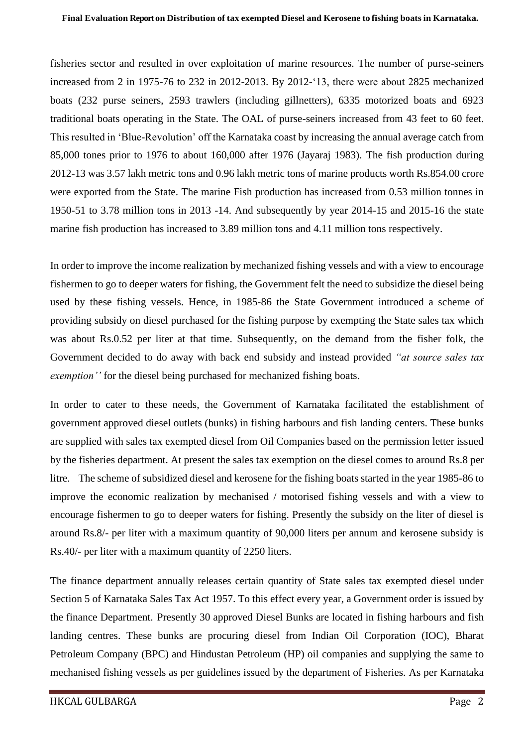fisheries sector and resulted in over exploitation of marine resources. The number of purse-seiners increased from 2 in 1975-76 to 232 in 2012-2013. By 2012-'13, there were about 2825 mechanized boats (232 purse seiners, 2593 trawlers (including gillnetters), 6335 motorized boats and 6923 traditional boats operating in the State. The OAL of purse-seiners increased from 43 feet to 60 feet. This resulted in 'Blue-Revolution' off the Karnataka coast by increasing the annual average catch from 85,000 tones prior to 1976 to about 160,000 after 1976 (Jayaraj 1983). The fish production during 2012-13 was 3.57 lakh metric tons and 0.96 lakh metric tons of marine products worth Rs.854.00 crore were exported from the State. The marine Fish production has increased from 0.53 million tonnes in 1950-51 to 3.78 million tons in 2013 -14. And subsequently by year 2014-15 and 2015-16 the state marine fish production has increased to 3.89 million tons and 4.11 million tons respectively.

In order to improve the income realization by mechanized fishing vessels and with a view to encourage fishermen to go to deeper waters for fishing, the Government felt the need to subsidize the diesel being used by these fishing vessels. Hence, in 1985-86 the State Government introduced a scheme of providing subsidy on diesel purchased for the fishing purpose by exempting the State sales tax which was about Rs.0.52 per liter at that time. Subsequently, on the demand from the fisher folk, the Government decided to do away with back end subsidy and instead provided *"at source sales tax exemption''* for the diesel being purchased for mechanized fishing boats.

In order to cater to these needs, the Government of Karnataka facilitated the establishment of government approved diesel outlets (bunks) in fishing harbours and fish landing centers. These bunks are supplied with sales tax exempted diesel from Oil Companies based on the permission letter issued by the fisheries department. At present the sales tax exemption on the diesel comes to around Rs.8 per litre. The scheme of subsidized diesel and kerosene for the fishing boats started in the year 1985-86 to improve the economic realization by mechanised / motorised fishing vessels and with a view to encourage fishermen to go to deeper waters for fishing. Presently the subsidy on the liter of diesel is around Rs.8/- per liter with a maximum quantity of 90,000 liters per annum and kerosene subsidy is Rs.40/- per liter with a maximum quantity of 2250 liters.

The finance department annually releases certain quantity of State sales tax exempted diesel under Section 5 of Karnataka Sales Tax Act 1957. To this effect every year, a Government order is issued by the finance Department. Presently 30 approved Diesel Bunks are located in fishing harbours and fish landing centres. These bunks are procuring diesel from Indian Oil Corporation (IOC), Bharat Petroleum Company (BPC) and Hindustan Petroleum (HP) oil companies and supplying the same to mechanised fishing vessels as per guidelines issued by the department of Fisheries. As per Karnataka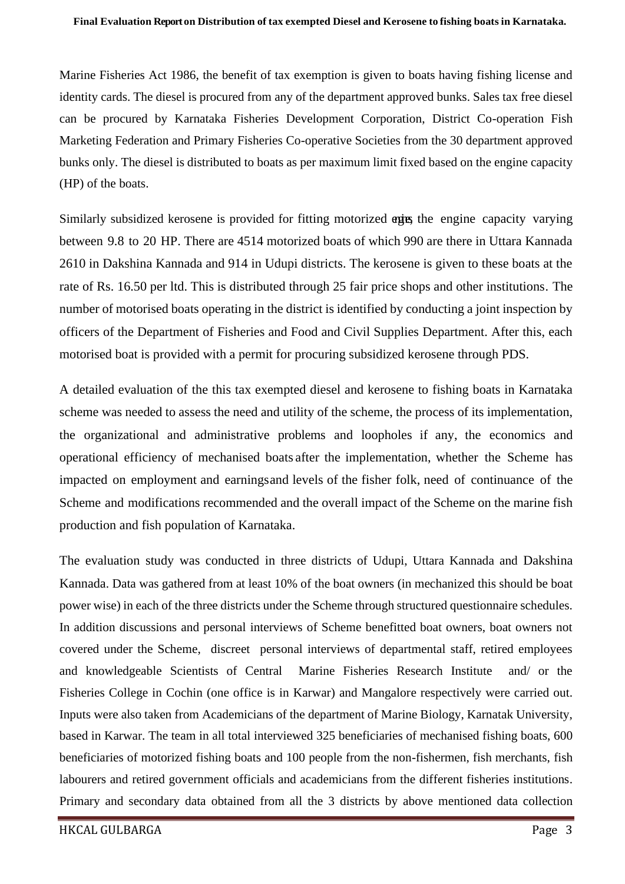Marine Fisheries Act 1986, the benefit of tax exemption is given to boats having fishing license and identity cards. The diesel is procured from any of the department approved bunks. Sales tax free diesel can be procured by Karnataka Fisheries Development Corporation, District Co-operation Fish Marketing Federation and Primary Fisheries Co-operative Societies from the 30 department approved bunks only. The diesel is distributed to boats as per maximum limit fixed based on the engine capacity (HP) of the boats.

Similarly subsidized kerosene is provided for fitting motorized engine, the engine capacity varying between 9.8 to 20 HP. There are 4514 motorized boats of which 990 are there in Uttara Kannada 2610 in Dakshina Kannada and 914 in Udupi districts. The kerosene is given to these boats at the rate of Rs. 16.50 per ltd. This is distributed through 25 fair price shops and other institutions. The number of motorised boats operating in the district is identified by conducting a joint inspection by officers of the Department of Fisheries and Food and Civil Supplies Department. After this, each motorised boat is provided with a permit for procuring subsidized kerosene through PDS.

A detailed evaluation of the this tax exempted diesel and kerosene to fishing boats in Karnataka scheme was needed to assess the need and utility of the scheme, the process of its implementation, the organizational and administrative problems and loopholes if any, the economics and operational efficiency of mechanised boats after the implementation, whether the Scheme has impacted on employment and earnings and levels of the fisher folk, need of continuance of the Scheme and modifications recommended and the overall impact of the Scheme on the marine fish production and fish population of Karnataka.

The evaluation study was conducted in three districts of Udupi, Uttara Kannada and Dakshina Kannada. Data was gathered from at least 10% of the boat owners (in mechanized this should be boat power wise) in each of the three districts under the Scheme through structured questionnaire schedules. In addition discussions and personal interviews of Scheme benefitted boat owners, boat owners not covered under the Scheme, discreet personal interviews of departmental staff, retired employees and knowledgeable Scientists of Central Marine Fisheries Research Institute and/ or the Fisheries College in Cochin (one office is in Karwar) and Mangalore respectively were carried out. Inputs were also taken from Academicians of the department of Marine Biology, Karnatak University, based in Karwar. The team in all total interviewed 325 beneficiaries of mechanised fishing boats, 600 beneficiaries of motorized fishing boats and 100 people from the non-fishermen, fish merchants, fish labourers and retired government officials and academicians from the different fisheries institutions. Primary and secondary data obtained from all the 3 districts by above mentioned data collection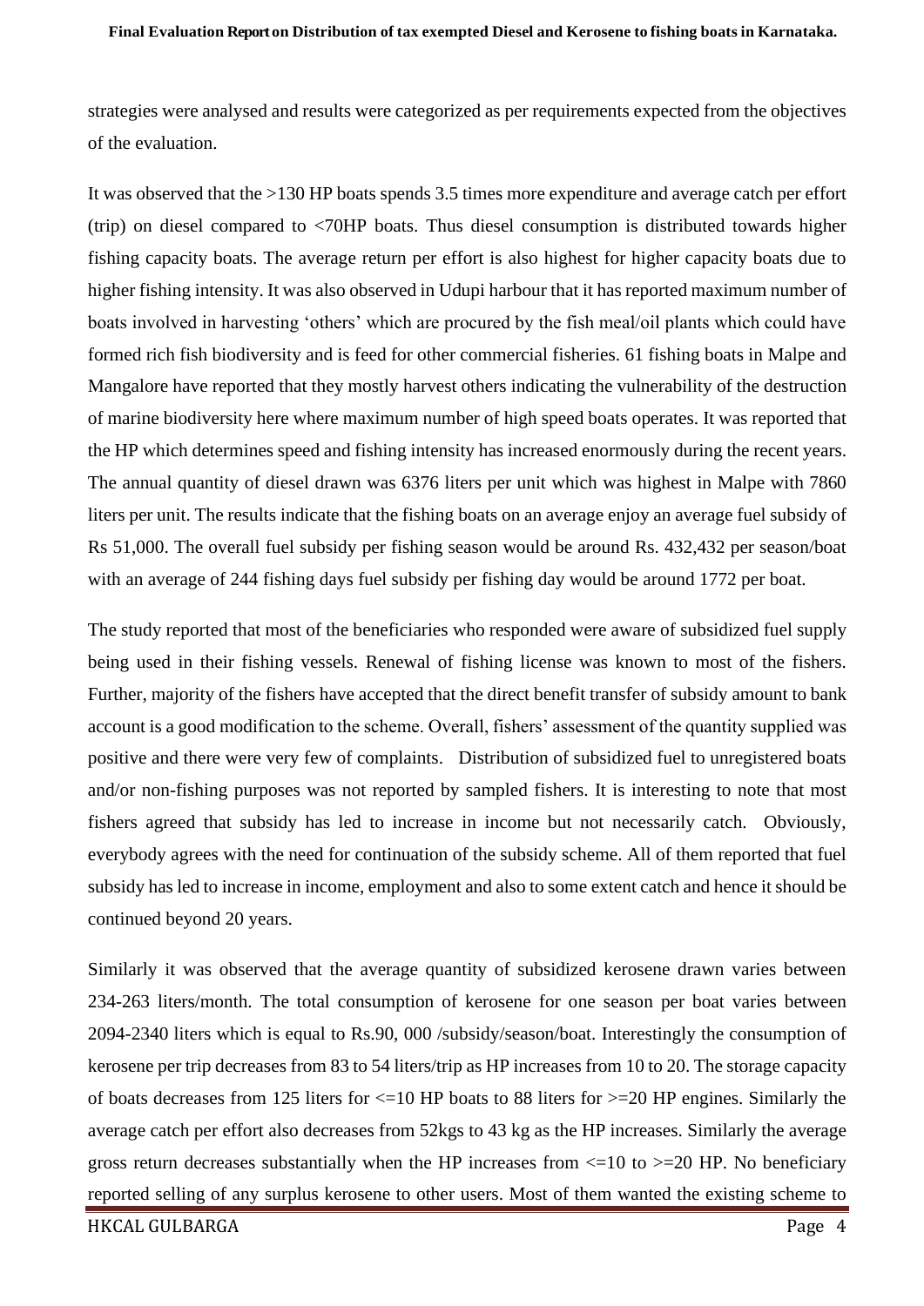strategies were analysed and results were categorized as per requirements expected from the objectives of the evaluation.

It was observed that the >130 HP boats spends 3.5 times more expenditure and average catch per effort (trip) on diesel compared to <70HP boats. Thus diesel consumption is distributed towards higher fishing capacity boats. The average return per effort is also highest for higher capacity boats due to higher fishing intensity. It was also observed in Udupi harbour that it has reported maximum number of boats involved in harvesting 'others' which are procured by the fish meal/oil plants which could have formed rich fish biodiversity and is feed for other commercial fisheries. 61 fishing boats in Malpe and Mangalore have reported that they mostly harvest others indicating the vulnerability of the destruction of marine biodiversity here where maximum number of high speed boats operates. It was reported that the HP which determines speed and fishing intensity has increased enormously during the recent years. The annual quantity of diesel drawn was 6376 liters per unit which was highest in Malpe with 7860 liters per unit. The results indicate that the fishing boats on an average enjoy an average fuel subsidy of Rs 51,000. The overall fuel subsidy per fishing season would be around Rs. 432,432 per season/boat with an average of 244 fishing days fuel subsidy per fishing day would be around 1772 per boat.

The study reported that most of the beneficiaries who responded were aware of subsidized fuel supply being used in their fishing vessels. Renewal of fishing license was known to most of the fishers. Further, majority of the fishers have accepted that the direct benefit transfer of subsidy amount to bank account is a good modification to the scheme. Overall, fishers' assessment of the quantity supplied was positive and there were very few of complaints. Distribution of subsidized fuel to unregistered boats and/or non-fishing purposes was not reported by sampled fishers. It is interesting to note that most fishers agreed that subsidy has led to increase in income but not necessarily catch. Obviously, everybody agrees with the need for continuation of the subsidy scheme. All of them reported that fuel subsidy has led to increase in income, employment and also to some extent catch and hence it should be continued beyond 20 years.

Similarly it was observed that the average quantity of subsidized kerosene drawn varies between 234-263 liters/month. The total consumption of kerosene for one season per boat varies between 2094-2340 liters which is equal to Rs.90, 000 /subsidy/season/boat. Interestingly the consumption of kerosene per trip decreases from 83 to 54 liters/trip as HP increases from 10 to 20. The storage capacity of boats decreases from 125 liters for <=10 HP boats to 88 liters for >=20 HP engines. Similarly the average catch per effort also decreases from 52kgs to 43 kg as the HP increases. Similarly the average gross return decreases substantially when the HP increases from <=10 to >=20 HP. No beneficiary reported selling of any surplus kerosene to other users. Most of them wanted the existing scheme to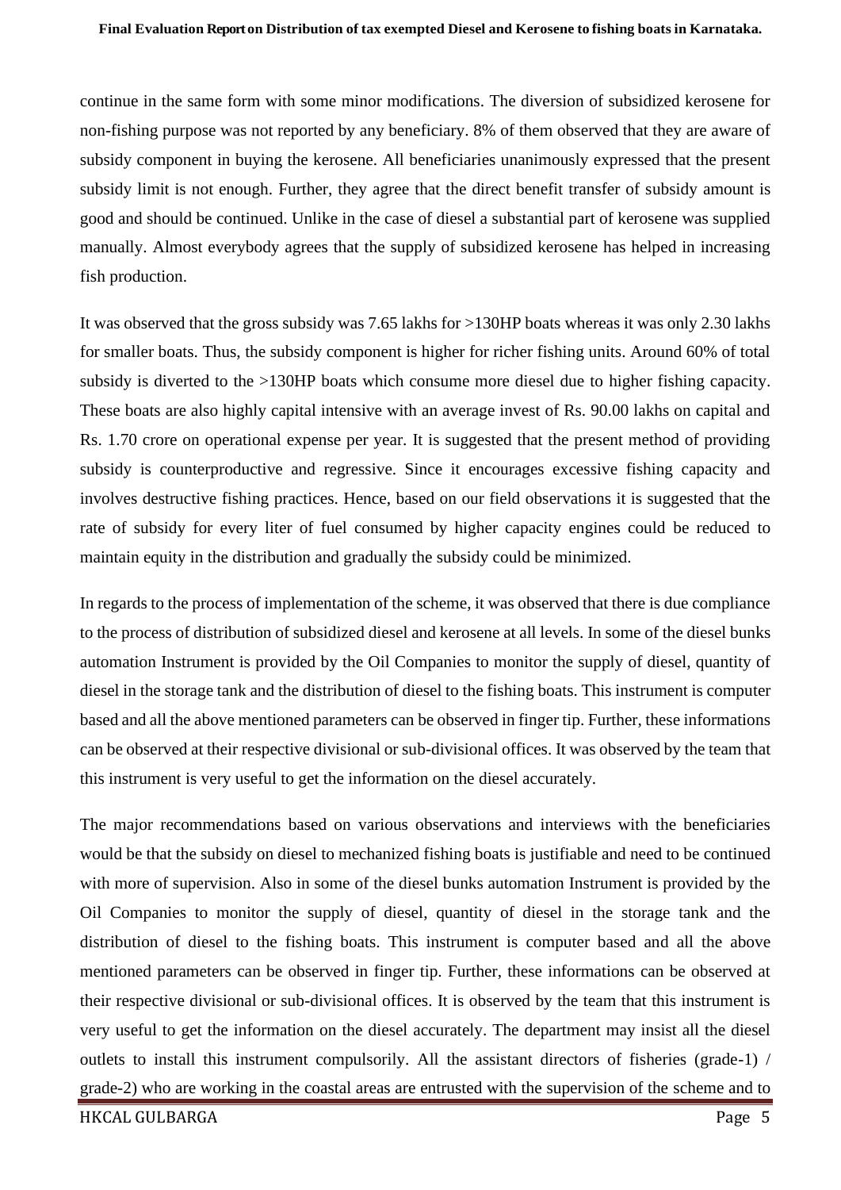continue in the same form with some minor modifications. The diversion of subsidized kerosene for non-fishing purpose was not reported by any beneficiary. 8% of them observed that they are aware of subsidy component in buying the kerosene. All beneficiaries unanimously expressed that the present subsidy limit is not enough. Further, they agree that the direct benefit transfer of subsidy amount is good and should be continued. Unlike in the case of diesel a substantial part of kerosene was supplied manually. Almost everybody agrees that the supply of subsidized kerosene has helped in increasing fish production.

It was observed that the gross subsidy was 7.65 lakhs for >130HP boats whereas it was only 2.30 lakhs for smaller boats. Thus, the subsidy component is higher for richer fishing units. Around 60% of total subsidy is diverted to the >130HP boats which consume more diesel due to higher fishing capacity. These boats are also highly capital intensive with an average invest of Rs. 90.00 lakhs on capital and Rs. 1.70 crore on operational expense per year. It is suggested that the present method of providing subsidy is counterproductive and regressive. Since it encourages excessive fishing capacity and involves destructive fishing practices. Hence, based on our field observations it is suggested that the rate of subsidy for every liter of fuel consumed by higher capacity engines could be reduced to maintain equity in the distribution and gradually the subsidy could be minimized.

In regards to the process of implementation of the scheme, it was observed that there is due compliance to the process of distribution of subsidized diesel and kerosene at all levels. In some of the diesel bunks automation Instrument is provided by the Oil Companies to monitor the supply of diesel, quantity of diesel in the storage tank and the distribution of diesel to the fishing boats. This instrument is computer based and all the above mentioned parameters can be observed in finger tip. Further, these informations can be observed at their respective divisional or sub-divisional offices. It was observed by the team that this instrument is very useful to get the information on the diesel accurately.

The major recommendations based on various observations and interviews with the beneficiaries would be that the subsidy on diesel to mechanized fishing boats is justifiable and need to be continued with more of supervision. Also in some of the diesel bunks automation Instrument is provided by the Oil Companies to monitor the supply of diesel, quantity of diesel in the storage tank and the distribution of diesel to the fishing boats. This instrument is computer based and all the above mentioned parameters can be observed in finger tip. Further, these informations can be observed at their respective divisional or sub-divisional offices. It is observed by the team that this instrument is very useful to get the information on the diesel accurately. The department may insist all the diesel outlets to install this instrument compulsorily. All the assistant directors of fisheries (grade-1) / grade-2) who are working in the coastal areas are entrusted with the supervision of the scheme and to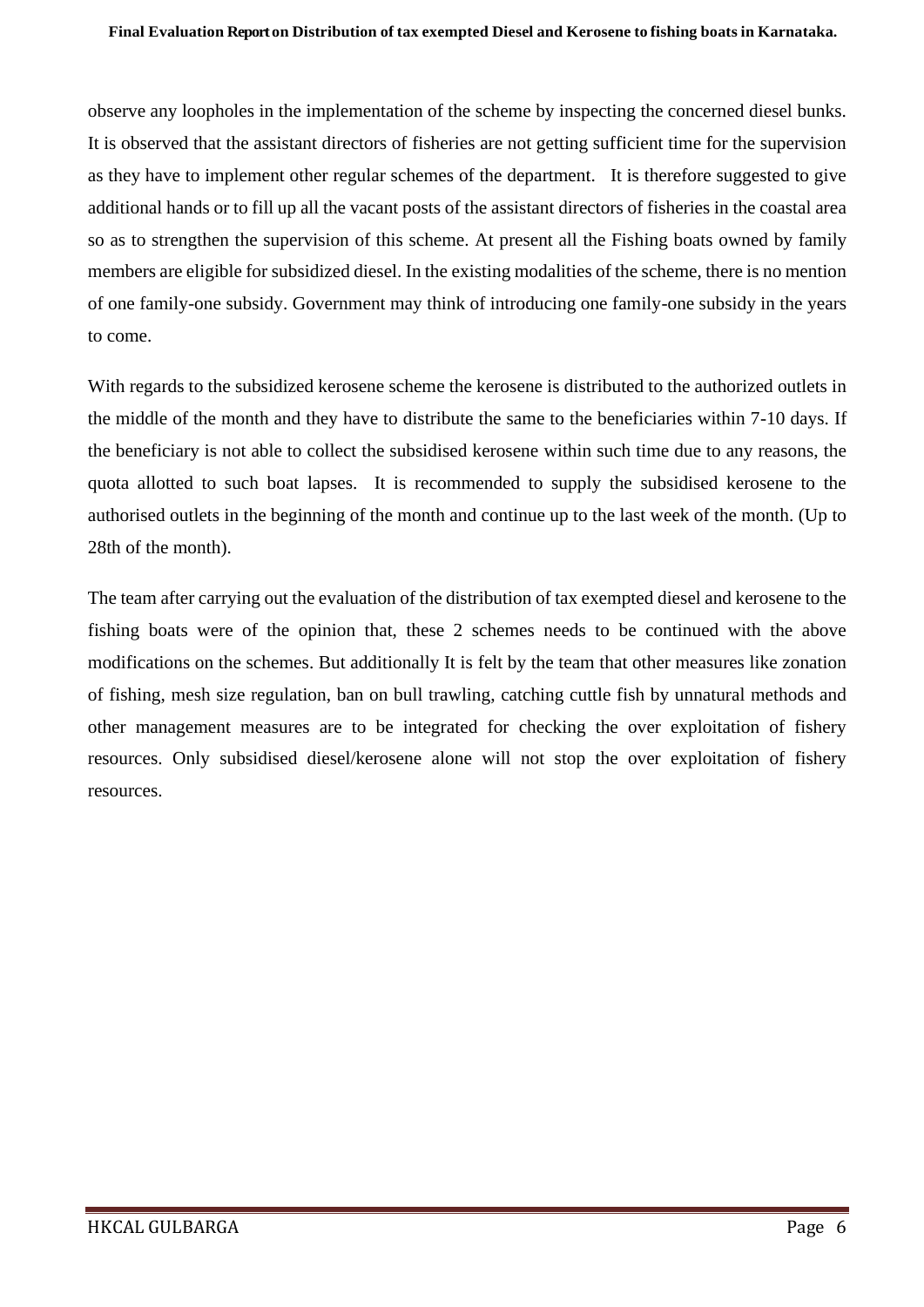observe any loopholes in the implementation of the scheme by inspecting the concerned diesel bunks. It is observed that the assistant directors of fisheries are not getting sufficient time for the supervision as they have to implement other regular schemes of the department. It is therefore suggested to give additional hands or to fill up all the vacant posts of the assistant directors of fisheries in the coastal area so as to strengthen the supervision of this scheme. At present all the Fishing boats owned by family members are eligible for subsidized diesel. In the existing modalities of the scheme, there is no mention of one family-one subsidy. Government may think of introducing one family-one subsidy in the years to come.

With regards to the subsidized kerosene scheme the kerosene is distributed to the authorized outlets in the middle of the month and they have to distribute the same to the beneficiaries within 7-10 days. If the beneficiary is not able to collect the subsidised kerosene within such time due to any reasons, the quota allotted to such boat lapses. It is recommended to supply the subsidised kerosene to the authorised outlets in the beginning of the month and continue up to the last week of the month. (Up to 28th of the month).

The team after carrying out the evaluation of the distribution of tax exempted diesel and kerosene to the fishing boats were of the opinion that, these 2 schemes needs to be continued with the above modifications on the schemes. But additionally It is felt by the team that other measures like zonation of fishing, mesh size regulation, ban on bull trawling, catching cuttle fish by unnatural methods and other management measures are to be integrated for checking the over exploitation of fishery resources. Only subsidised diesel/kerosene alone will not stop the over exploitation of fishery resources.